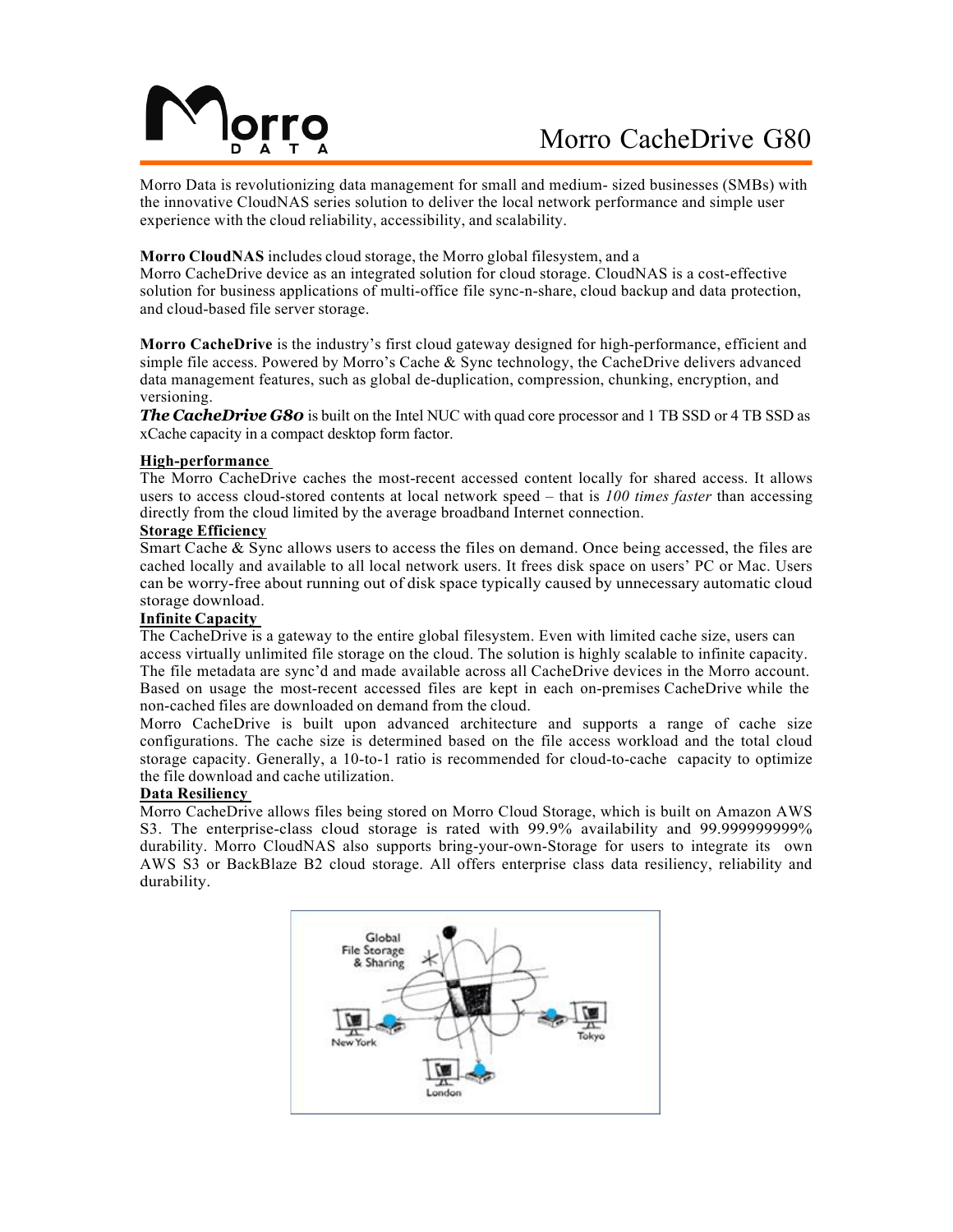# Morro CacheDrive G80

Morro Data is revolutionizing data management for small and medium- sized businesses (SMBs) with the innovative CloudNAS series solution to deliver the local network performance and simple user experience with the cloud reliability, accessibility, and scalability.

**Morro CloudNAS** includes cloud storage, the Morro global filesystem, and a Morro CacheDrive device as an integrated solution for cloud storage. CloudNAS is a cost-effective solution for business applications of multi-office file sync-n-share, cloud backup and data protection, and cloud-based file server storage.

**Morro CacheDrive** is the industry's first cloud gateway designed for high-performance, efficient and simple file access. Powered by Morro's Cache & Sync technology, the CacheDrive delivers advanced data management features, such as global de-duplication, compression, chunking, encryption, and versioning.

***The CacheDrive G80*** is built on the Intel NUC with quad core processor and 1 TB SSD or 4 TB SSD as xCache capacity in a compact desktop form factor.

**High-performance**

The Morro CacheDrive caches the most-recent accessed content locally for shared access. It allows users to access cloud-stored contents at local network speed – that is *100 times faster* than accessing directly from the cloud limited by the average broadband Internet connection.

**Storage Efficiency**

Smart Cache & Sync allows users to access the files on demand. Once being accessed, the files are cached locally and available to all local network users. It frees disk space on users' PC or Mac. Users can be worry-free about running out of disk space typically caused by unnecessary automatic cloud storage download.

**Infinite Capacity**

The CacheDrive is a gateway to the entire global filesystem. Even with limited cache size, users can access virtually unlimited file storage on the cloud. The solution is highly scalable to infinite capacity. The file metadata are sync'd and made available across all CacheDrive devices in the Morro account. Based on usage the most-recent accessed files are kept in each on-premises CacheDrive while the non-cached files are downloaded on demand from the cloud.

Morro CacheDrive is built upon advanced architecture and supports a range of cache size configurations. The cache size is determined based on the file access workload and the total cloud storage capacity. Generally, a 10-to-1 ratio is recommended for cloud-to-cache capacity to optimize the file download and cache utilization.

**Data Resiliency**

Morro CacheDrive allows files being stored on Morro Cloud Storage, which is built on Amazon AWS S3. The enterprise-class cloud storage is rated with 99.9% availability and 99.999999999% durability. Morro CloudNAS also supports bring-your-own-Storage for users to integrate its own AWS S3 or BackBlaze B2 cloud storage. All offers enterprise class data resiliency, reliability and durability.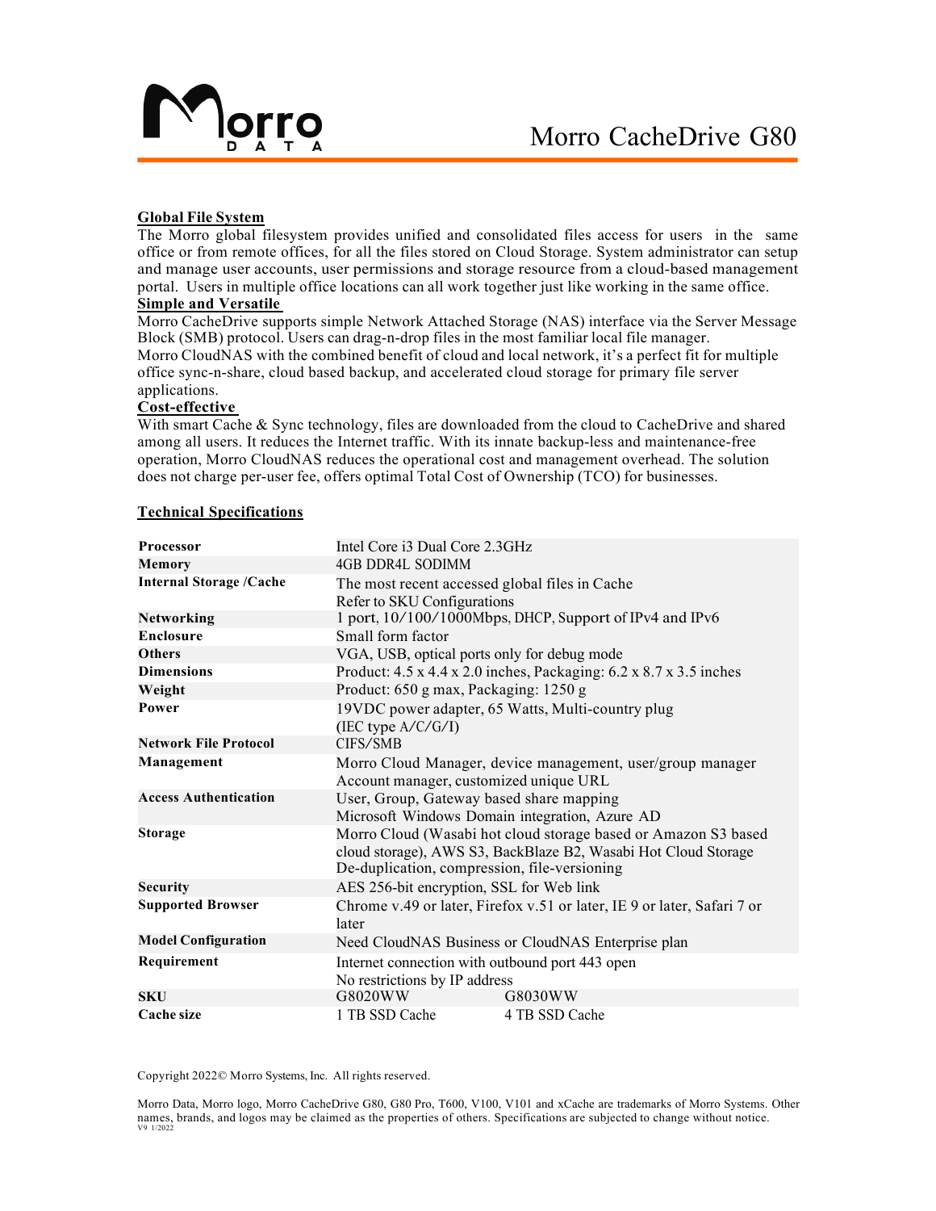# Morro CacheDrive G80

**Global File System**

The Morro global filesystem provides unified and consolidated files access for users in the same office or from remote offices, for all the files stored on Cloud Storage. System administrator can setup and manage user accounts, user permissions and storage resource from a cloud-based management portal. Users in multiple office locations can all work together just like working in the same office.

**Simple and Versatile**

Morro CacheDrive supports simple Network Attached Storage (NAS) interface via the Server Message Block (SMB) protocol. Users can drag-n-drop files in the most familiar local file manager.
Morro CloudNAS with the combined benefit of cloud and local network, it's a perfect fit for multiple office sync-n-share, cloud based backup, and accelerated cloud storage for primary file server applications.

**Cost-effective**

With smart Cache & Sync technology, files are downloaded from the cloud to CacheDrive and shared among all users. It reduces the Internet traffic. With its innate backup-less and maintenance-free operation, Morro CloudNAS reduces the operational cost and management overhead. The solution does not charge per-user fee, offers optimal Total Cost of Ownership (TCO) for businesses.

**Technical Specifications**

| | | |
|---|---|---|
| **Processor** | Intel Core i3 Dual Core 2.3GHz | |
| **Memory** | 4GB DDR4L SODIMM | |
| **Internal Storage /Cache** | The most recent accessed global files in Cache<br>Refer to SKU Configurations | |
| **Networking** | 1 port, 10/100/1000Mbps, DHCP, Support of IPv4 and IPv6 | |
| **Enclosure** | Small form factor | |
| **Others** | VGA, USB, optical ports only for debug mode | |
| **Dimensions** | Product: 4.5 x 4.4 x 2.0 inches, Packaging: 6.2 x 8.7 x 3.5 inches | |
| **Weight** | Product: 650 g max, Packaging: 1250 g | |
| **Power** | 19VDC power adapter, 65 Watts, Multi-country plug<br>(IEC type A/C/G/I) | |
| **Network File Protocol** | CIFS/SMB | |
| **Management** | Morro Cloud Manager, device management, user/group manager<br>Account manager, customized unique URL | |
| **Access Authentication** | User, Group, Gateway based share mapping<br>Microsoft Windows Domain integration, Azure AD | |
| **Storage** | Morro Cloud (Wasabi hot cloud storage based or Amazon S3 based cloud storage), AWS S3, BackBlaze B2, Wasabi Hot Cloud Storage<br>De-duplication, compression, file-versioning | |
| **Security** | AES 256-bit encryption, SSL for Web link | |
| **Supported Browser** | Chrome v.49 or later, Firefox v.51 or later, IE 9 or later, Safari 7 or later | |
| **Model Configuration** | Need CloudNAS Business or CloudNAS Enterprise plan | |
| **Requirement** | Internet connection with outbound port 443 open<br>No restrictions by IP address | |
| **SKU** | G8020WW | G8030WW |
| **Cache size** | 1 TB SSD Cache | 4 TB SSD Cache |

Copyright 2022© Morro Systems, Inc. All rights reserved.

Morro Data, Morro logo, Morro CacheDrive G80, G80 Pro, T600, V100, V101 and xCache are trademarks of Morro Systems. Other names, brands, and logos may be claimed as the properties of others. Specifications are subjected to change without notice.
V9 1/2022